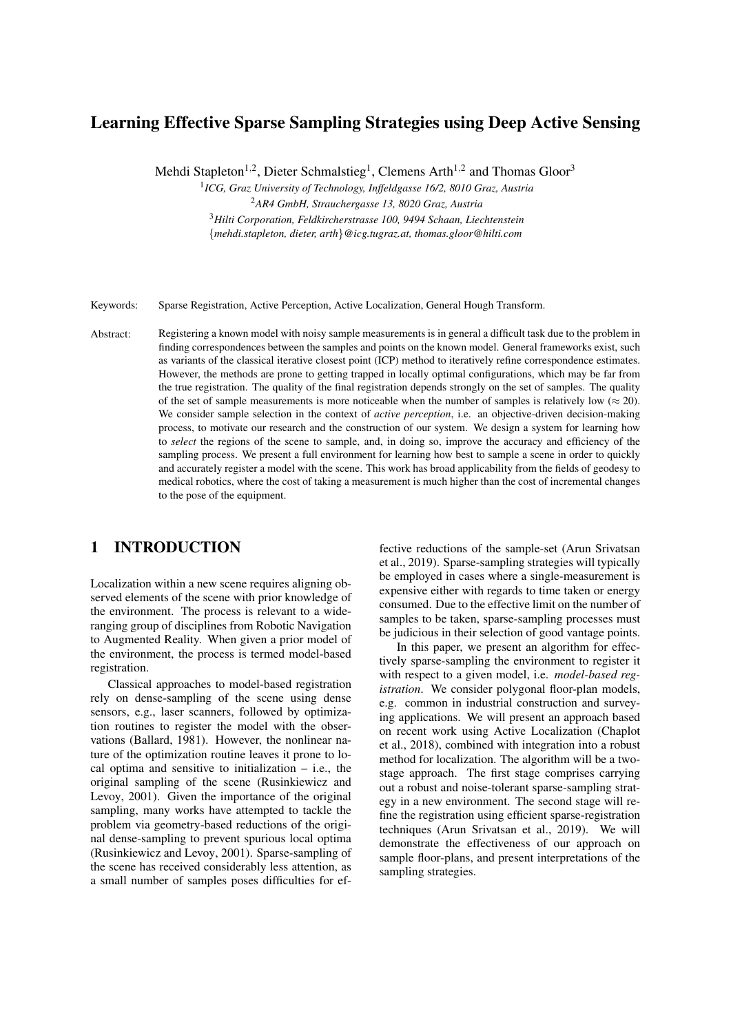# Learning Effective Sparse Sampling Strategies using Deep Active Sensing

Mehdi Stapleton[1,2], Dieter Schmalstieg[1], Clemens Arth[1,2] and Thomas Gloor[3]

[1] *ICG, Graz University of Technology, Inffeldgasse 16/2, 8010 Graz, Austria*

[2] *AR4 GmbH, Strauchergasse 13, 8020 Graz, Austria*

[3] *Hilti Corporation, Feldkircherstrasse 100, 9494 Schaan, Liechtenstein*

{*mehdi.stapleton, dieter, arth*}*@icg.tugraz.at, thomas.gloor@hilti.com*

Keywords: Sparse Registration, Active Perception, Active Localization, General Hough Transform.

Abstract: Registering a known model with noisy sample measurements is in general a difficult task due to the problem in finding correspondences between the samples and points on the known model. General frameworks exist, such as variants of the classical iterative closest point (ICP) method to iteratively refine correspondence estimates. However, the methods are prone to getting trapped in locally optimal configurations, which may be far from the true registration. The quality of the final registration depends strongly on the set of samples. The quality of the set of sample measurements is more noticeable when the number of samples is relatively low ($\approx 20$). We consider sample selection in the context of *active perception*, i.e. an objective-driven decision-making process, to motivate our research and the construction of our system. We design a system for learning how to *select* the regions of the scene to sample, and, in doing so, improve the accuracy and efficiency of the sampling process. We present a full environment for learning how best to sample a scene in order to quickly and accurately register a model with the scene. This work has broad applicability from the fields of geodesy to medical robotics, where the cost of taking a measurement is much higher than the cost of incremental changes to the pose of the equipment.

## 1 INTRODUCTION

Localization within a new scene requires aligning observed elements of the scene with prior knowledge of the environment. The process is relevant to a wide-ranging group of disciplines from Robotic Navigation to Augmented Reality. When given a prior model of the environment, the process is termed model-based registration.

Classical approaches to model-based registration rely on dense-sampling of the scene using dense sensors, e.g., laser scanners, followed by optimization routines to register the model with the observations (Ballard, 1981). However, the nonlinear nature of the optimization routine leaves it prone to local optima and sensitive to initialization – i.e., the original sampling of the scene (Rusinkiewicz and Levoy, 2001). Given the importance of the original sampling, many works have attempted to tackle the problem via geometry-based reductions of the original dense-sampling to prevent spurious local optima (Rusinkiewicz and Levoy, 2001). Sparse-sampling of the scene has received considerably less attention, as a small number of samples poses difficulties for effective reductions of the sample-set (Arun Srivatsan et al., 2019). Sparse-sampling strategies will typically be employed in cases where a single-measurement is expensive either with regards to time taken or energy consumed. Due to the effective limit on the number of samples to be taken, sparse-sampling processes must be judicious in their selection of good vantage points.

In this paper, we present an algorithm for effectively sparse-sampling the environment to register it with respect to a given model, i.e. *model-based registration*. We consider polygonal floor-plan models, e.g. common in industrial construction and surveying applications. We will present an approach based on recent work using Active Localization (Chaplot et al., 2018), combined with integration into a robust method for localization. The algorithm will be a two-stage approach. The first stage comprises carrying out a robust and noise-tolerant sparse-sampling strategy in a new environment. The second stage will refine the registration using efficient sparse-registration techniques (Arun Srivatsan et al., 2019). We will demonstrate the effectiveness of our approach on sample floor-plans, and present interpretations of the sampling strategies.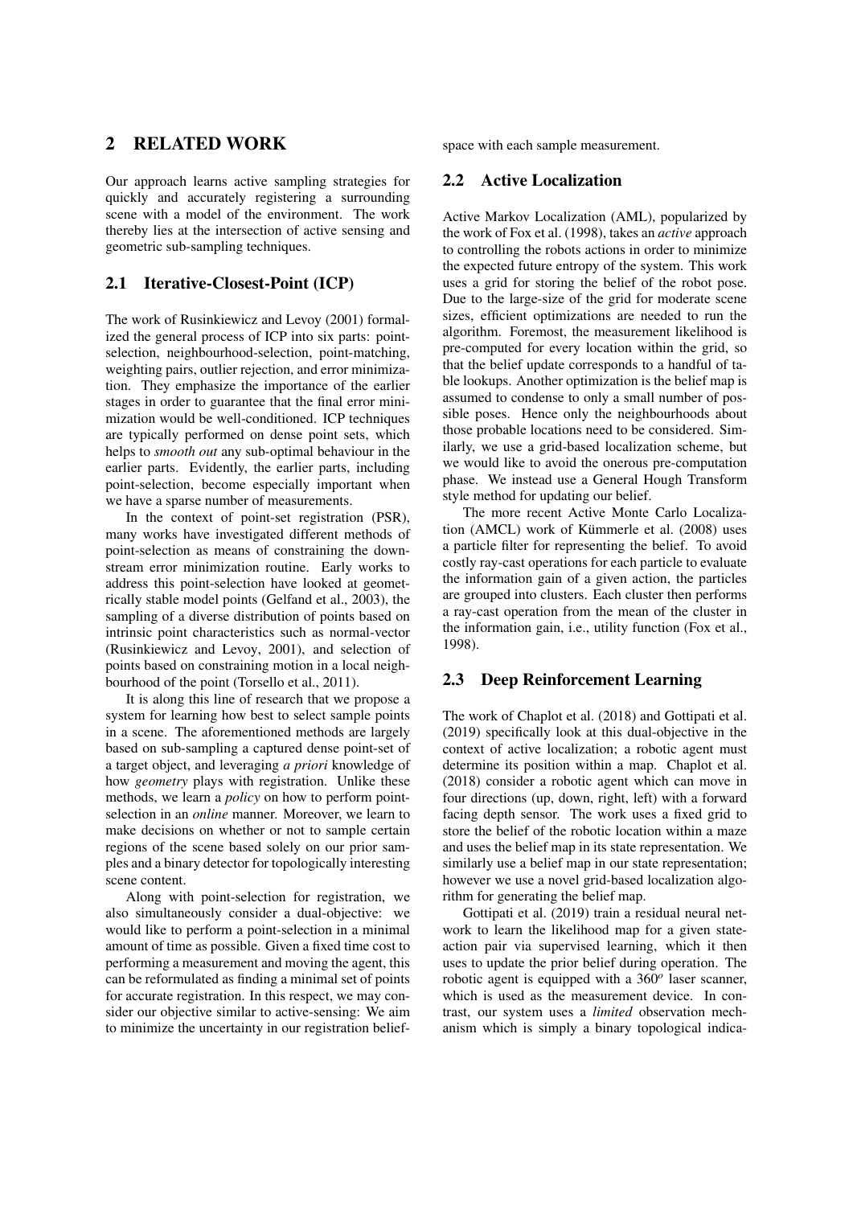## 2 RELATED WORK

Our approach learns active sampling strategies for quickly and accurately registering a surrounding scene with a model of the environment. The work thereby lies at the intersection of active sensing and geometric sub-sampling techniques.

### 2.1 Iterative-Closest-Point (ICP)

The work of Rusinkiewicz and Levoy (2001) formalized the general process of ICP into six parts: point-selection, neighbourhood-selection, point-matching, weighting pairs, outlier rejection, and error minimization. They emphasize the importance of the earlier stages in order to guarantee that the final error minimization would be well-conditioned. ICP techniques are typically performed on dense point sets, which helps to *smooth out* any sub-optimal behaviour in the earlier parts. Evidently, the earlier parts, including point-selection, become especially important when we have a sparse number of measurements.

In the context of point-set registration (PSR), many works have investigated different methods of point-selection as means of constraining the downstream error minimization routine. Early works to address this point-selection have looked at geometrically stable model points (Gelfand et al., 2003), the sampling of a diverse distribution of points based on intrinsic point characteristics such as normal-vector (Rusinkiewicz and Levoy, 2001), and selection of points based on constraining motion in a local neighbourhood of the point (Torsello et al., 2011).

It is along this line of research that we propose a system for learning how best to select sample points in a scene. The aforementioned methods are largely based on sub-sampling a captured dense point-set of a target object, and leveraging *a priori* knowledge of how *geometry* plays with registration. Unlike these methods, we learn a *policy* on how to perform point-selection in an *online* manner. Moreover, we learn to make decisions on whether or not to sample certain regions of the scene based solely on our prior samples and a binary detector for topologically interesting scene content.

Along with point-selection for registration, we also simultaneously consider a dual-objective: we would like to perform a point-selection in a minimal amount of time as possible. Given a fixed time cost to performing a measurement and moving the agent, this can be reformulated as finding a minimal set of points for accurate registration. In this respect, we may consider our objective similar to active-sensing: We aim to minimize the uncertainty in our registration belief-space with each sample measurement.

### 2.2 Active Localization

Active Markov Localization (AML), popularized by the work of Fox et al. (1998), takes an *active* approach to controlling the robots actions in order to minimize the expected future entropy of the system. This work uses a grid for storing the belief of the robot pose. Due to the large-size of the grid for moderate scene sizes, efficient optimizations are needed to run the algorithm. Foremost, the measurement likelihood is pre-computed for every location within the grid, so that the belief update corresponds to a handful of table lookups. Another optimization is the belief map is assumed to condense to only a small number of possible poses. Hence only the neighbourhoods about those probable locations need to be considered. Similarly, we use a grid-based localization scheme, but we would like to avoid the onerous pre-computation phase. We instead use a General Hough Transform style method for updating our belief.

The more recent Active Monte Carlo Localization (AMCL) work of Kümmerle et al. (2008) uses a particle filter for representing the belief. To avoid costly ray-cast operations for each particle to evaluate the information gain of a given action, the particles are grouped into clusters. Each cluster then performs a ray-cast operation from the mean of the cluster in the information gain, i.e., utility function (Fox et al., 1998).

### 2.3 Deep Reinforcement Learning

The work of Chaplot et al. (2018) and Gottipati et al. (2019) specifically look at this dual-objective in the context of active localization; a robotic agent must determine its position within a map. Chaplot et al. (2018) consider a robotic agent which can move in four directions (up, down, right, left) with a forward facing depth sensor. The work uses a fixed grid to store the belief of the robotic location within a maze and uses the belief map in its state representation. We similarly use a belief map in our state representation; however we use a novel grid-based localization algorithm for generating the belief map.

Gottipati et al. (2019) train a residual neural network to learn the likelihood map for a given state-action pair via supervised learning, which it then uses to update the prior belief during operation. The robotic agent is equipped with a $360^o$ laser scanner, which is used as the measurement device. In contrast, our system uses a *limited* observation mechanism which is simply a binary topological indica-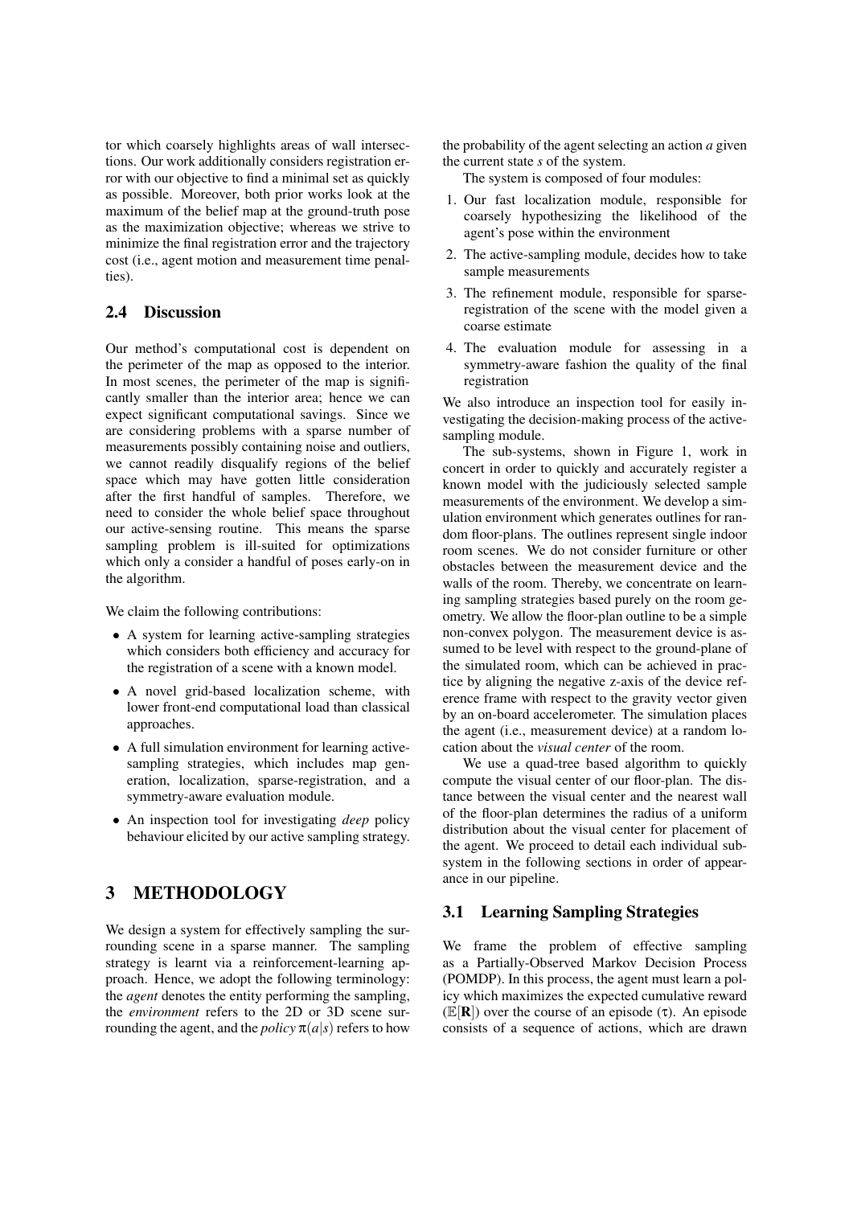tor which coarsely highlights areas of wall intersections. Our work additionally considers registration error with our objective to find a minimal set as quickly as possible. Moreover, both prior works look at the maximum of the belief map at the ground-truth pose as the maximization objective; whereas we strive to minimize the final registration error and the trajectory cost (i.e., agent motion and measurement time penalties).

### 2.4 Discussion

Our method's computational cost is dependent on the perimeter of the map as opposed to the interior. In most scenes, the perimeter of the map is significantly smaller than the interior area; hence we can expect significant computational savings. Since we are considering problems with a sparse number of measurements possibly containing noise and outliers, we cannot readily disqualify regions of the belief space which may have gotten little consideration after the first handful of samples. Therefore, we need to consider the whole belief space throughout our active-sensing routine. This means the sparse sampling problem is ill-suited for optimizations which only a consider a handful of poses early-on in the algorithm.

We claim the following contributions:

- A system for learning active-sampling strategies which considers both efficiency and accuracy for the registration of a scene with a known model.
- A novel grid-based localization scheme, with lower front-end computational load than classical approaches.
- A full simulation environment for learning active-sampling strategies, which includes map generation, localization, sparse-registration, and a symmetry-aware evaluation module.
- An inspection tool for investigating *deep* policy behaviour elicited by our active sampling strategy.

## 3 METHODOLOGY

We design a system for effectively sampling the surrounding scene in a sparse manner. The sampling strategy is learnt via a reinforcement-learning approach. Hence, we adopt the following terminology: the *agent* denotes the entity performing the sampling, the *environment* refers to the 2D or 3D scene surrounding the agent, and the *policy* $\pi(a|s)$ refers to how the probability of the agent selecting an action $a$ given the current state $s$ of the system.

The system is composed of four modules:

1. Our fast localization module, responsible for coarsely hypothesizing the likelihood of the agent's pose within the environment
2. The active-sampling module, decides how to take sample measurements
3. The refinement module, responsible for sparse-registration of the scene with the model given a coarse estimate
4. The evaluation module for assessing in a symmetry-aware fashion the quality of the final registration

We also introduce an inspection tool for easily investigating the decision-making process of the active-sampling module.

The sub-systems, shown in Figure 1, work in concert in order to quickly and accurately register a known model with the judiciously selected sample measurements of the environment. We develop a simulation environment which generates outlines for random floor-plans. The outlines represent single indoor room scenes. We do not consider furniture or other obstacles between the measurement device and the walls of the room. Thereby, we concentrate on learning sampling strategies based purely on the room geometry. We allow the floor-plan outline to be a simple non-convex polygon. The measurement device is assumed to be level with respect to the ground-plane of the simulated room, which can be achieved in practice by aligning the negative z-axis of the device reference frame with respect to the gravity vector given by an on-board accelerometer. The simulation places the agent (i.e., measurement device) at a random location about the *visual center* of the room.

We use a quad-tree based algorithm to quickly compute the visual center of our floor-plan. The distance between the visual center and the nearest wall of the floor-plan determines the radius of a uniform distribution about the visual center for placement of the agent. We proceed to detail each individual subsystem in the following sections in order of appearance in our pipeline.

### 3.1 Learning Sampling Strategies

We frame the problem of effective sampling as a Partially-Observed Markov Decision Process (POMDP). In this process, the agent must learn a policy which maximizes the expected cumulative reward ($\mathbb{E}[\mathbf{R}]$) over the course of an episode ($\tau$). An episode consists of a sequence of actions, which are drawn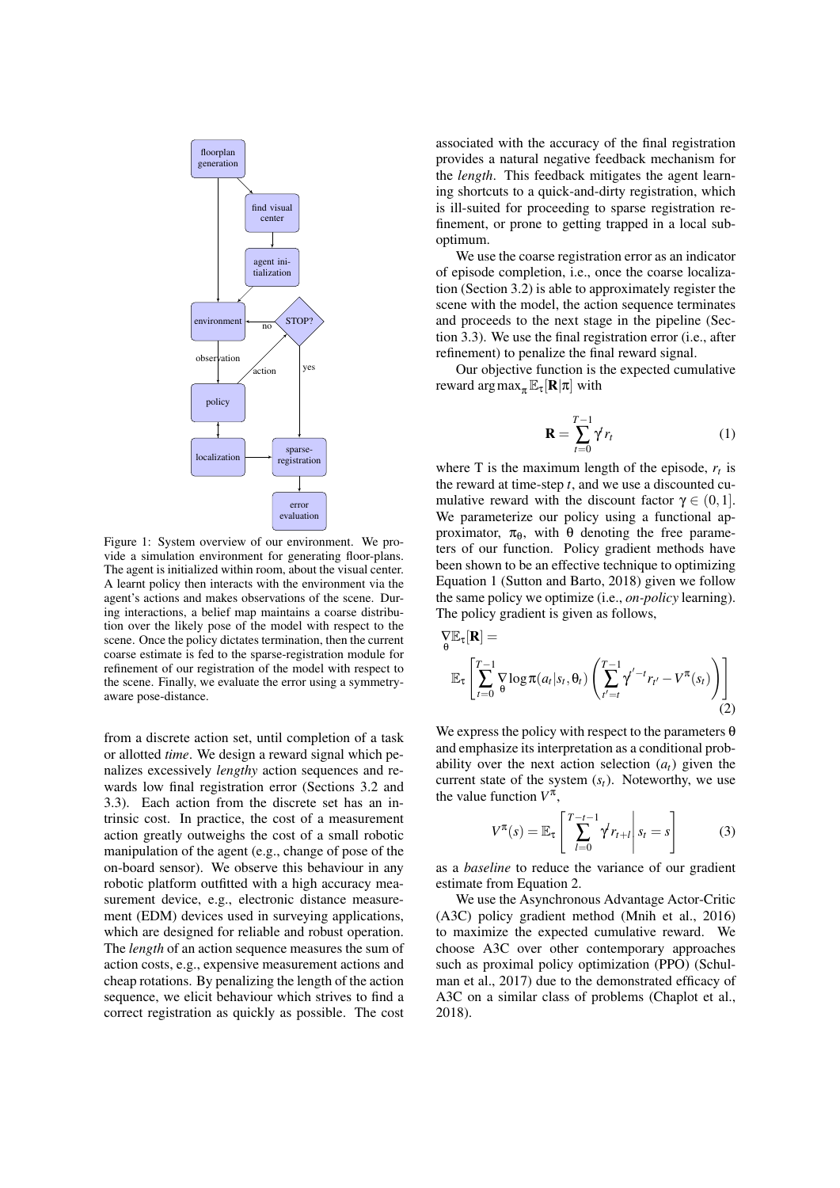Figure 1: System overview of our environment. We provide a simulation environment for generating floor-plans. The agent is initialized within room, about the visual center. A learnt policy then interacts with the environment via the agent's actions and makes observations of the scene. During interactions, a belief map maintains a coarse distribution over the likely pose of the model with respect to the scene. Once the policy dictates termination, then the current coarse estimate is fed to the sparse-registration module for refinement of our registration of the model with respect to the scene. Finally, we evaluate the error using a symmetry-aware pose-distance.

from a discrete action set, until completion of a task or allotted *time*. We design a reward signal which penalizes excessively *lengthy* action sequences and rewards low final registration error (Sections 3.2 and 3.3). Each action from the discrete set has an intrinsic cost. In practice, the cost of a measurement action greatly outweighs the cost of a small robotic manipulation of the agent (e.g., change of pose of the on-board sensor). We observe this behaviour in any robotic platform outfitted with a high accuracy measurement device, e.g., electronic distance measurement (EDM) devices used in surveying applications, which are designed for reliable and robust operation. The *length* of an action sequence measures the sum of action costs, e.g., expensive measurement actions and cheap rotations. By penalizing the length of the action sequence, we elicit behaviour which strives to find a correct registration as quickly as possible. The cost associated with the accuracy of the final registration provides a natural negative feedback mechanism for the *length*. This feedback mitigates the agent learning shortcuts to a quick-and-dirty registration, which is ill-suited for proceeding to sparse registration refinement, or prone to getting trapped in a local sub-optimum.

We use the coarse registration error as an indicator of episode completion, i.e., once the coarse localization (Section 3.2) is able to approximately register the scene with the model, the action sequence terminates and proceeds to the next stage in the pipeline (Section 3.3). We use the final registration error (i.e., after refinement) to penalize the final reward signal.

Our objective function is the expected cumulative reward $\arg\max_{\pi} \mathbb{E}_{\tau}[\mathbf{R}|\pi]$ with

$$\mathbf{R} = \sum_{t=0}^{T-1} \gamma^t r_t \tag{1}$$

where T is the maximum length of the episode, $r_t$ is the reward at time-step $t$, and we use a discounted cumulative reward with the discount factor $\gamma \in (0,1]$. We parameterize our policy using a functional approximator, $\pi_\theta$, with $\theta$ denoting the free parameters of our function. Policy gradient methods have been shown to be an effective technique to optimizing Equation 1 (Sutton and Barto, 2018) given we follow the same policy we optimize (i.e., *on-policy* learning). The policy gradient is given as follows,

$$\nabla_{\theta}\mathbb{E}_{\tau}[\mathbf{R}] = \mathbb{E}_{\tau}\left[\sum_{t=0}^{T-1} \nabla_{\theta} \log \pi(a_t|s_t,\theta_t)\left(\sum_{t'=t}^{T-1} \gamma^{t'-t} r_{t'} - V^{\pi}(s_t)\right)\right] \tag{2}$$

We express the policy with respect to the parameters $\theta$ and emphasize its interpretation as a conditional probability over the next action selection ($a_t$) given the current state of the system ($s_t$). Noteworthy, we use the value function $V^{\pi}$,

$$V^{\pi}(s) = \mathbb{E}_{\tau}\left[\sum_{l=0}^{T-t-1} \gamma^l r_{t+l} \,\middle|\, s_t = s\right] \tag{3}$$

as a *baseline* to reduce the variance of our gradient estimate from Equation 2.

We use the Asynchronous Advantage Actor-Critic (A3C) policy gradient method (Mnih et al., 2016) to maximize the expected cumulative reward. We choose A3C over other contemporary approaches such as proximal policy optimization (PPO) (Schulman et al., 2017) due to the demonstrated efficacy of A3C on a similar class of problems (Chaplot et al., 2018).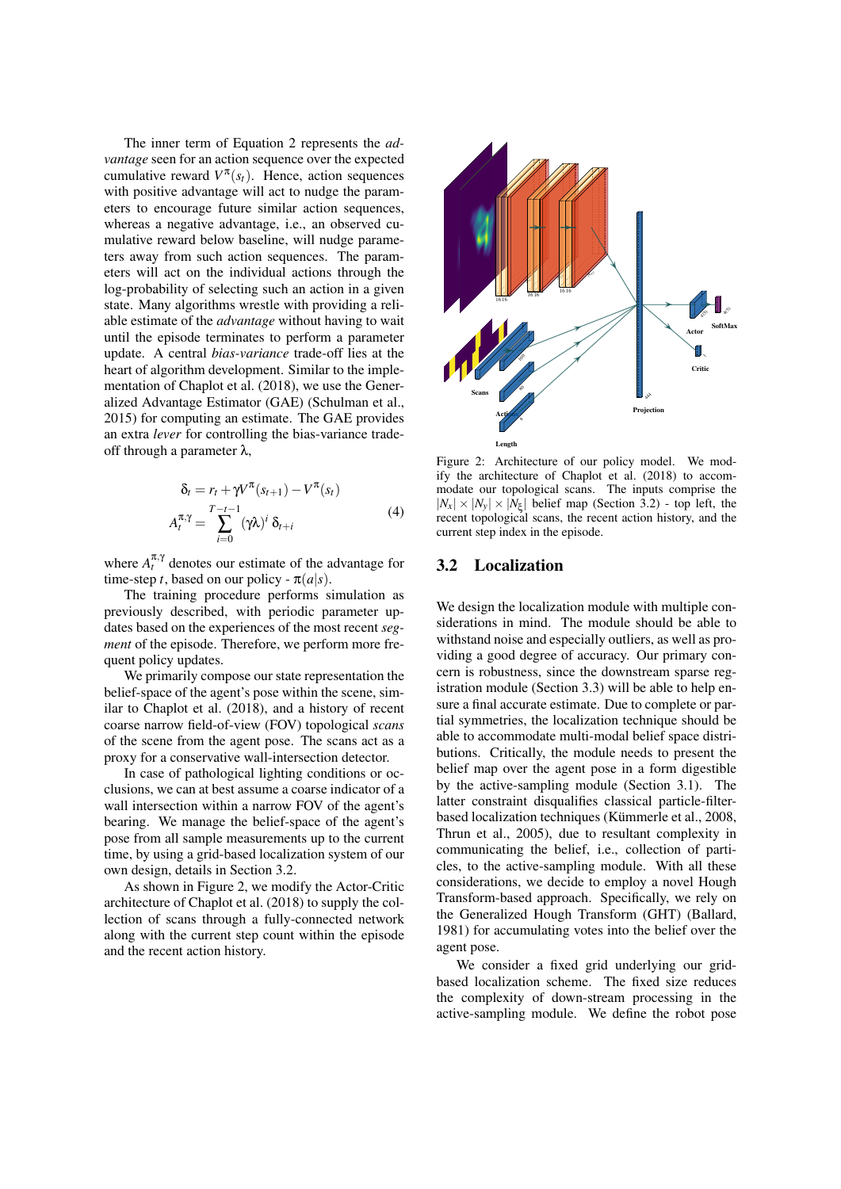The inner term of Equation 2 represents the *advantage* seen for an action sequence over the expected cumulative reward $V^{\pi}(s_t)$. Hence, action sequences with positive advantage will act to nudge the parameters to encourage future similar action sequences, whereas a negative advantage, i.e., an observed cumulative reward below baseline, will nudge parameters away from such action sequences. The parameters will act on the individual actions through the log-probability of selecting such an action in a given state. Many algorithms wrestle with providing a reliable estimate of the *advantage* without having to wait until the episode terminates to perform a parameter update. A central *bias-variance* trade-off lies at the heart of algorithm development. Similar to the implementation of Chaplot et al. (2018), we use the Generalized Advantage Estimator (GAE) (Schulman et al., 2015) for computing an estimate. The GAE provides an extra *lever* for controlling the bias-variance trade-off through a parameter $\lambda$,

$$
\begin{aligned}
\delta_t &= r_t + \gamma V^{\pi}(s_{t+1}) - V^{\pi}(s_t) \\
A_t^{\pi,\gamma} &= \sum_{i=0}^{T-t-1} (\gamma\lambda)^i \, \delta_{t+i}
\end{aligned}
\tag{4}
$$

where $A_t^{\pi,\gamma}$ denotes our estimate of the advantage for time-step $t$, based on our policy - $\pi(a|s)$.

The training procedure performs simulation as previously described, with periodic parameter updates based on the experiences of the most recent *segment* of the episode. Therefore, we perform more frequent policy updates.

We primarily compose our state representation the belief-space of the agent's pose within the scene, similar to Chaplot et al. (2018), and a history of recent coarse narrow field-of-view (FOV) topological *scans* of the scene from the agent pose. The scans act as a proxy for a conservative wall-intersection detector.

In case of pathological lighting conditions or occlusions, we can at best assume a coarse indicator of a wall intersection within a narrow FOV of the agent's bearing. We manage the belief-space of the agent's pose from all sample measurements up to the current time, by using a grid-based localization system of our own design, details in Section 3.2.

As shown in Figure 2, we modify the Actor-Critic architecture of Chaplot et al. (2018) to supply the collection of scans through a fully-connected network along with the current step count within the episode and the recent action history.

Figure 2: Architecture of our policy model. We modify the architecture of Chaplot et al. (2018) to accommodate our topological scans. The inputs comprise the $|N_x| \times |N_y| \times |N_\xi|$ belief map (Section 3.2) - top left, the recent topological scans, the recent action history, and the current step index in the episode.

## 3.2 Localization

We design the localization module with multiple considerations in mind. The module should be able to withstand noise and especially outliers, as well as providing a good degree of accuracy. Our primary concern is robustness, since the downstream sparse registration module (Section 3.3) will be able to help ensure a final accurate estimate. Due to complete or partial symmetries, the localization technique should be able to accommodate multi-modal belief space distributions. Critically, the module needs to present the belief map over the agent pose in a form digestible by the active-sampling module (Section 3.1). The latter constraint disqualifies classical particle-filter-based localization techniques (Kümmerle et al., 2008, Thrun et al., 2005), due to resultant complexity in communicating the belief, i.e., collection of particles, to the active-sampling module. With all these considerations, we decide to employ a novel Hough Transform-based approach. Specifically, we rely on the Generalized Hough Transform (GHT) (Ballard, 1981) for accumulating votes into the belief over the agent pose.

We consider a fixed grid underlying our grid-based localization scheme. The fixed size reduces the complexity of down-stream processing in the active-sampling module. We define the robot pose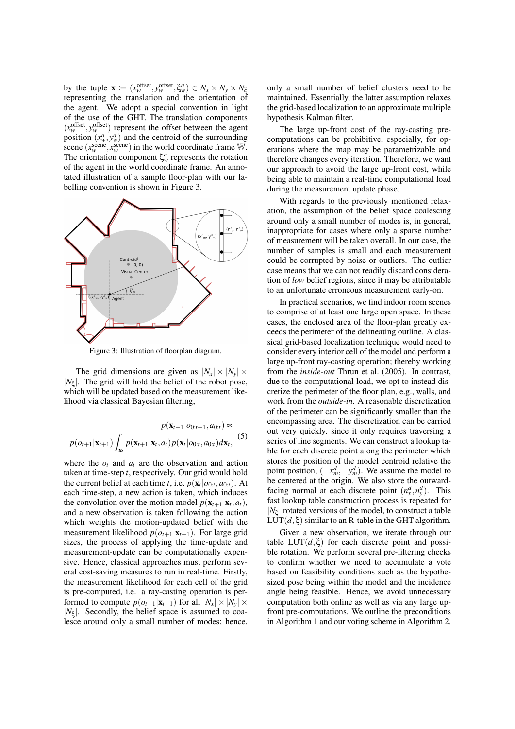by the tuple $\mathbf{x} := (x_w^{\text{offset}}, y_w^{\text{offset}}, \xi_w^a) \in N_x \times N_y \times N_\xi$ representing the translation and the orientation of the agent. We adopt a special convention in light of the use of the GHT. The translation components $(x_w^{\text{offset}}, y_w^{\text{offset}})$ represent the offset between the agent position $(x_w^a, y_w^a)$ and the centroid of the surrounding scene $(x_w^{\text{scene}}, x_w^{\text{scene}})$ in the world coordinate frame $\mathbb{W}$. The orientation component $\xi_w^a$ represents the rotation of the agent in the world coordinate frame. An annotated illustration of a sample floor-plan with our labelling convention is shown in Figure 3.

Figure 3: Illustration of floorplan diagram.

The grid dimensions are given as $|N_x| \times |N_y| \times |N_\xi|$. The grid will hold the belief of the robot pose, which will be updated based on the measurement likelihood via classical Bayesian filtering,

$$
\begin{aligned}
&p(\mathbf{x}_{t+1}|o_{0:t+1}, a_{0:t}) \propto \\
&p(o_{t+1}|\mathbf{x}_{t+1}) \int_{\mathbf{x}_t} p(\mathbf{x}_{t+1}|\mathbf{x}_t, a_t) p(\mathbf{x}_t|o_{0:t}, a_{0:t}) d\mathbf{x}_t,
\end{aligned}
\tag{5}
$$

where the $o_t$ and $a_t$ are the observation and action taken at time-step $t$, respectively. Our grid would hold the current belief at each time $t$, i.e, $p(\mathbf{x}_t|o_{0:t}, a_{0:t})$. At each time-step, a new action is taken, which induces the convolution over the motion model $p(\mathbf{x}_{t+1}|\mathbf{x}_t, a_t)$, and a new observation is taken following the action which weights the motion-updated belief with the measurement likelihood $p(o_{t+1}|\mathbf{x}_{t+1})$. For large grid sizes, the process of applying the time-update and measurement-update can be computationally expensive. Hence, classical approaches must perform several cost-saving measures to run in real-time. Firstly, the measurement likelihood for each cell of the grid is pre-computed, i.e. a ray-casting operation is performed to compute $p(o_{t+1}|\mathbf{x}_{t+1})$ for all $|N_x| \times |N_y| \times |N_\xi|$. Secondly, the belief space is assumed to coalesce around only a small number of modes; hence, only a small number of belief clusters need to be maintained. Essentially, the latter assumption relaxes the grid-based localization to an approximate multiple hypothesis Kalman filter.

The large up-front cost of the ray-casting pre-computations can be prohibitive, especially, for operations where the map may be parametrizable and therefore changes every iteration. Therefore, we want our approach to avoid the large up-front cost, while being able to maintain a real-time computational load during the measurement update phase.

With regards to the previously mentioned relaxation, the assumption of the belief space coalescing around only a small number of modes is, in general, inappropriate for cases where only a sparse number of measurement will be taken overall. In our case, the number of samples is small and each measurement could be corrupted by noise or outliers. The outlier case means that we can not readily discard consideration of *low* belief regions, since it may be attributable to an unfortunate erroneous measurement early-on.

In practical scenarios, we find indoor room scenes to comprise of at least one large open space. In these cases, the enclosed area of the floor-plan greatly exceeds the perimeter of the delineating outline. A classical grid-based localization technique would need to consider every interior cell of the model and perform a large up-front ray-casting operation; thereby working from the *inside-out* Thrun et al. (2005). In contrast, due to the computational load, we opt to instead discretize the perimeter of the floor plan, e.g., walls, and work from the *outside-in*. A reasonable discretization of the perimeter can be significantly smaller than the encompassing area. The discretization can be carried out very quickly, since it only requires traversing a series of line segments. We can construct a lookup table for each discrete point along the perimeter which stores the position of the model centroid relative the point position, $(-x_m^d, -y_m^d)$. We assume the model to be centered at the origin. We also store the outward-facing normal at each discrete point $(n_x^d, n_y^d)$. This fast lookup table construction process is repeated for $|N_\xi|$ rotated versions of the model, to construct a table $\text{LUT}(d, \xi)$ similar to an R-table in the GHT algorithm.

Given a new observation, we iterate through our table $\text{LUT}(d, \xi)$ for each discrete point and possible rotation. We perform several pre-filtering checks to confirm whether we need to accumulate a vote based on feasibility conditions such as the hypothesized pose being within the model and the incidence angle being feasible. Hence, we avoid unnecessary computation both online as well as via any large up-front pre-computations. We outline the preconditions in Algorithm 1 and our voting scheme in Algorithm 2.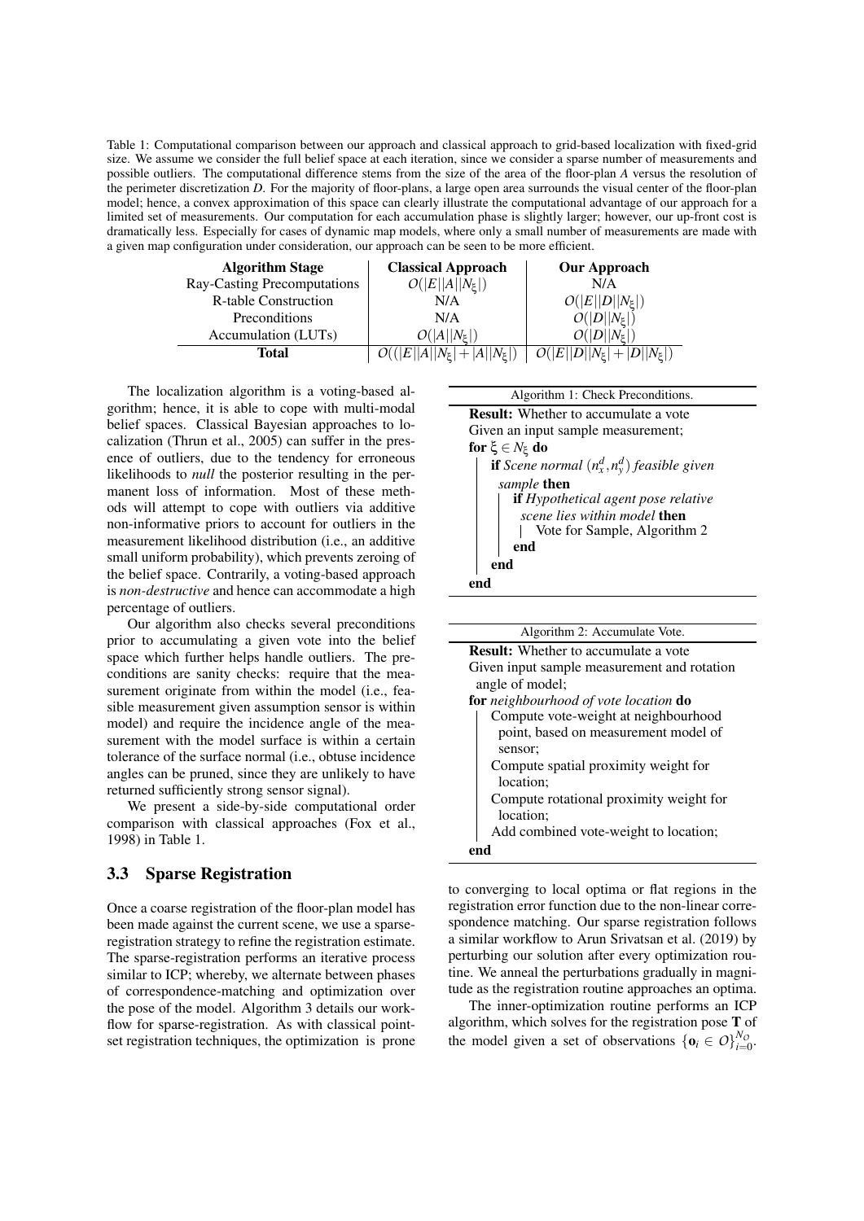Table 1: Computational comparison between our approach and classical approach to grid-based localization with fixed-grid size. We assume we consider the full belief space at each iteration, since we consider a sparse number of measurements and possible outliers. The computational difference stems from the size of the area of the floor-plan $A$ versus the resolution of the perimeter discretization $D$. For the majority of floor-plans, a large open area surrounds the visual center of the floor-plan model; hence, a convex approximation of this space can clearly illustrate the computational advantage of our approach for a limited set of measurements. Our computation for each accumulation phase is slightly larger; however, our up-front cost is dramatically less. Especially for cases of dynamic map models, where only a small number of measurements are made with a given map configuration under consideration, our approach can be seen to be more efficient.

| **Algorithm Stage** | **Classical Approach** | **Our Approach** |
|---|---|---|
| Ray-Casting Precomputations | $\mathcal{O}(\lvert E\rvert\lvert A\rvert\lvert N_\xi\rvert)$ | N/A |
| R-table Construction | N/A | $\mathcal{O}(\lvert E\rvert\lvert D\rvert\lvert N_\xi\rvert)$ |
| Preconditions | N/A | $\mathcal{O}(\lvert D\rvert\lvert N_\xi\rvert)$ |
| Accumulation (LUTs) | $\mathcal{O}(\lvert A\rvert\lvert N_\xi\rvert)$ | $\mathcal{O}(\lvert D\rvert\lvert N_\xi\rvert)$ |
| **Total** | $\mathcal{O}((\lvert E\rvert\lvert A\rvert\lvert N_\xi\rvert + \lvert A\rvert\lvert N_\xi\rvert)$ | $\mathcal{O}(\lvert E\rvert\lvert D\rvert\lvert N_\xi\rvert + \lvert D\rvert\lvert N_\xi\rvert)$ |

The localization algorithm is a voting-based algorithm; hence, it is able to cope with multi-modal belief spaces. Classical Bayesian approaches to localization (Thrun et al., 2005) can suffer in the presence of outliers, due to the tendency for erroneous likelihoods to *null* the posterior resulting in the permanent loss of information. Most of these methods will attempt to cope with outliers via additive non-informative priors to account for outliers in the measurement likelihood distribution (i.e., an additive small uniform probability), which prevents zeroing of the belief space. Contrarily, a voting-based approach is *non-destructive* and hence can accommodate a high percentage of outliers.

Our algorithm also checks several preconditions prior to accumulating a given vote into the belief space which further helps handle outliers. The preconditions are sanity checks: require that the measurement originate from within the model (i.e., feasible measurement given assumption sensor is within model) and require the incidence angle of the measurement with the model surface is within a certain tolerance of the surface normal (i.e., obtuse incidence angles can be pruned, since they are unlikely to have returned sufficiently strong sensor signal).

We present a side-by-side computational order comparison with classical approaches (Fox et al., 1998) in Table 1.

Algorithm 1: Check Preconditions.

```
Result: Whether to accumulate a vote
Given an input sample measurement;
for ξ ∈ N_ξ do
    if Scene normal (n_x^d, n_y^d) feasible given sample then
        if Hypothetical agent pose relative scene lies within model then
            Vote for Sample, Algorithm 2
        end
    end
end
```

Algorithm 2: Accumulate Vote.

```
Result: Whether to accumulate a vote
Given input sample measurement and rotation angle of model;
for neighbourhood of vote location do
    Compute vote-weight at neighbourhood point, based on measurement model of sensor;
    Compute spatial proximity weight for location;
    Compute rotational proximity weight for location;
    Add combined vote-weight to location;
end
```

### 3.3 Sparse Registration

Once a coarse registration of the floor-plan model has been made against the current scene, we use a sparse-registration strategy to refine the registration estimate. The sparse-registration performs an iterative process similar to ICP; whereby, we alternate between phases of correspondence-matching and optimization over the pose of the model. Algorithm 3 details our workflow for sparse-registration. As with classical point-set registration techniques, the optimization is prone to converging to local optima or flat regions in the registration error function due to the non-linear correspondence matching. Our sparse registration follows a similar workflow to Arun Srivatsan et al. (2019) by perturbing our solution after every optimization routine. We anneal the perturbations gradually in magnitude as the registration routine approaches an optima.

The inner-optimization routine performs an ICP algorithm, which solves for the registration pose $\mathbf{T}$ of the model given a set of observations $\{\mathbf{o}_i \in \mathcal{O}\}_{i=0}^{N_O}$.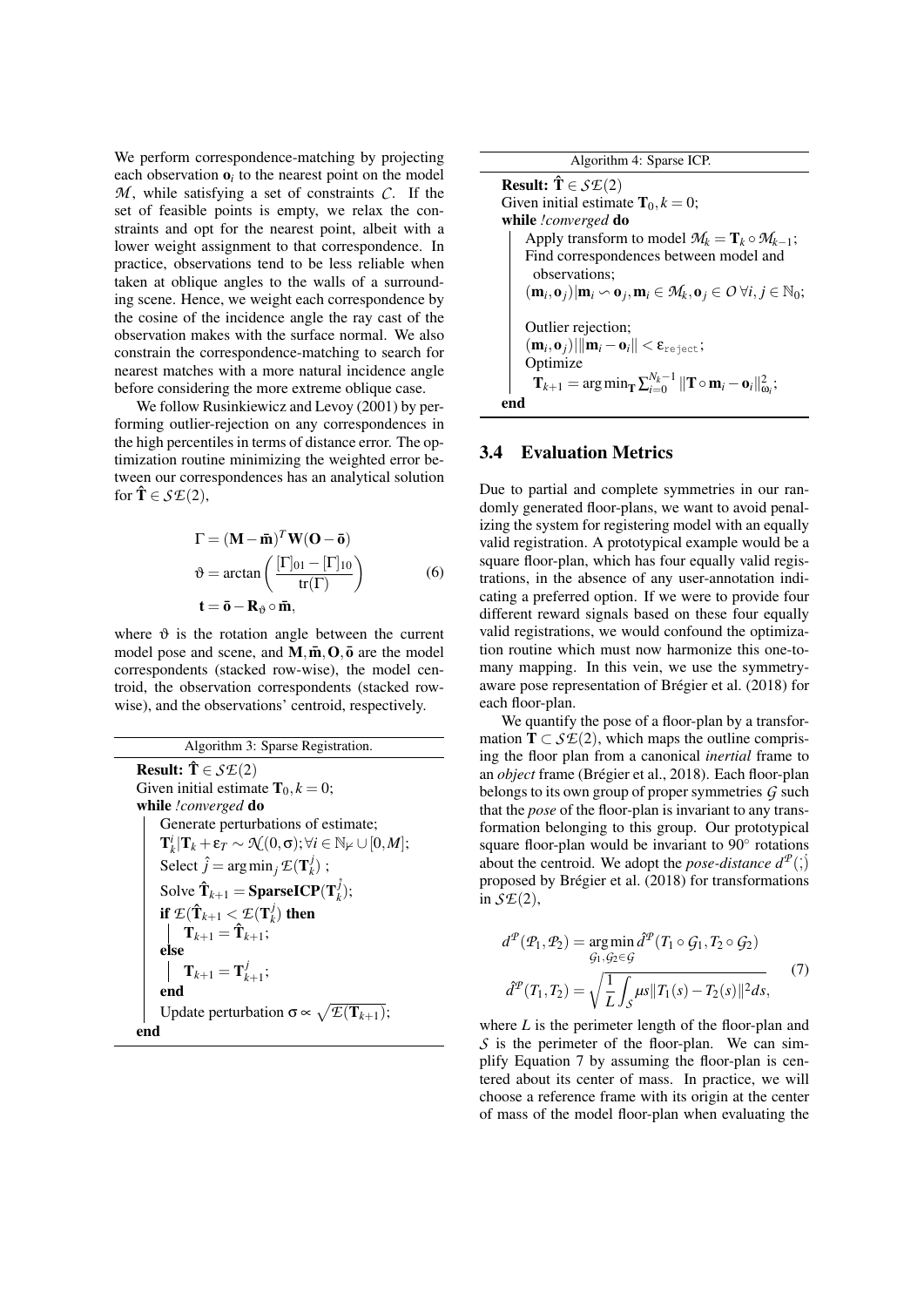We perform correspondence-matching by projecting each observation $\mathbf{o}_i$ to the nearest point on the model $\mathcal{M}$, while satisfying a set of constraints $\mathcal{C}$. If the set of feasible points is empty, we relax the constraints and opt for the nearest point, albeit with a lower weight assignment to that correspondence. In practice, observations tend to be less reliable when taken at oblique angles to the walls of a surrounding scene. Hence, we weight each correspondence by the cosine of the incidence angle the ray cast of the observation makes with the surface normal. We also constrain the correspondence-matching to search for nearest matches with a more natural incidence angle before considering the more extreme oblique case.

We follow Rusinkiewicz and Levoy (2001) by performing outlier-rejection on any correspondences in the high percentiles in terms of distance error. The optimization routine minimizing the weighted error between our correspondences has an analytical solution for $\hat{\mathbf{T}} \in \mathcal{SE}(2)$,

$$\begin{aligned} \Gamma &= (\mathbf{M} - \bar{\mathbf{m}})^T \mathbf{W} (\mathbf{O} - \bar{\mathbf{o}}) \\ \vartheta &= \arctan\left(\frac{[\Gamma]_{01} - [\Gamma]_{10}}{\operatorname{tr}(\Gamma)}\right) \\ \mathbf{t} &= \bar{\mathbf{o}} - \mathbf{R}_{\vartheta} \circ \bar{\mathbf{m}}, \end{aligned} \tag{6}$$

where $\vartheta$ is the rotation angle between the current model pose and scene, and $\mathbf{M}, \bar{\mathbf{m}}, \mathbf{O}, \bar{\mathbf{o}}$ are the model correspondents (stacked row-wise), the model centroid, the observation correspondents (stacked row-wise), and the observations' centroid, respectively.

```
Algorithm 3: Sparse Registration.
Result: T̂ ∈ SE(2)
Given initial estimate T_0, k = 0;
while !converged do
    Generate perturbations of estimate;
    T_k^i | T_k + ε_T ~ N(0, σ); ∀i ∈ N_0 ∪ [0, M];
    Select ĵ = argmin_j E(T_k^j) ;
    Solve T̂_{k+1} = SparseICP(T_k^ĵ);
    if E(T̂_{k+1} < E(T_k^j) then
        T_{k+1} = T̂_{k+1};
    else
        T_{k+1} = T_{k+1}^j;
    end
    Update perturbation σ ∝ sqrt(E(T_{k+1}));
end
```

```
Algorithm 4: Sparse ICP.
Result: T̂ ∈ SE(2)
Given initial estimate T_0, k = 0;
while !converged do
    Apply transform to model M_k = T_k ∘ M_{k-1};
    Find correspondences between model and
      observations;
    (m_i, o_j) | m_i ∽ o_j, m_i ∈ M_k, o_j ∈ O ∀i, j ∈ N_0;

    Outlier rejection;
    (m_i, o_j) | ||m_i − o_i|| < ε_reject;
    Optimize
      T_{k+1} = argmin_T Σ_{i=0}^{N_k−1} ||T ∘ m_i − o_i||²_{ω_i};
end
```

### 3.4 Evaluation Metrics

Due to partial and complete symmetries in our randomly generated floor-plans, we want to avoid penalizing the system for registering model with an equally valid registration. A prototypical example would be a square floor-plan, which has four equally valid registrations, in the absence of any user-annotation indicating a preferred option. If we were to provide four different reward signals based on these four equally valid registrations, we would confound the optimization routine which must now harmonize this one-to-many mapping. In this vein, we use the symmetry-aware pose representation of Brégier et al. (2018) for each floor-plan.

We quantify the pose of a floor-plan by a transformation $\mathbf{T} \subset \mathcal{SE}(2)$, which maps the outline comprising the floor plan from a canonical *inertial* frame to an *object* frame (Brégier et al., 2018). Each floor-plan belongs to its own group of proper symmetries $\mathcal{G}$ such that the *pose* of the floor-plan is invariant to any transformation belonging to this group. Our prototypical square floor-plan would be invariant to $90^{\circ}$ rotations about the centroid. We adopt the *pose-distance* $d^{\mathcal{P}}(;)$ proposed by Brégier et al. (2018) for transformations in $\mathcal{SE}(2)$,

$$\begin{aligned} d^{\mathcal{P}}(\mathcal{P}_1, \mathcal{P}_2) &= \underset{\mathcal{G}_1, \mathcal{G}_2 \in \mathcal{G}}{\arg\min}\, \hat{d}^{\mathcal{P}}(T_1 \circ \mathcal{G}_1, T_2 \circ \mathcal{G}_2) \\ \hat{d}^{\mathcal{P}}(T_1, T_2) &= \sqrt{\frac{1}{L} \int_{\mathcal{S}} \mu s \| T_1(s) - T_2(s) \|^2 ds}, \end{aligned} \tag{7}$$

where $L$ is the perimeter length of the floor-plan and $\mathcal{S}$ is the perimeter of the floor-plan. We can simplify Equation 7 by assuming the floor-plan is centered about its center of mass. In practice, we will choose a reference frame with its origin at the center of mass of the model floor-plan when evaluating the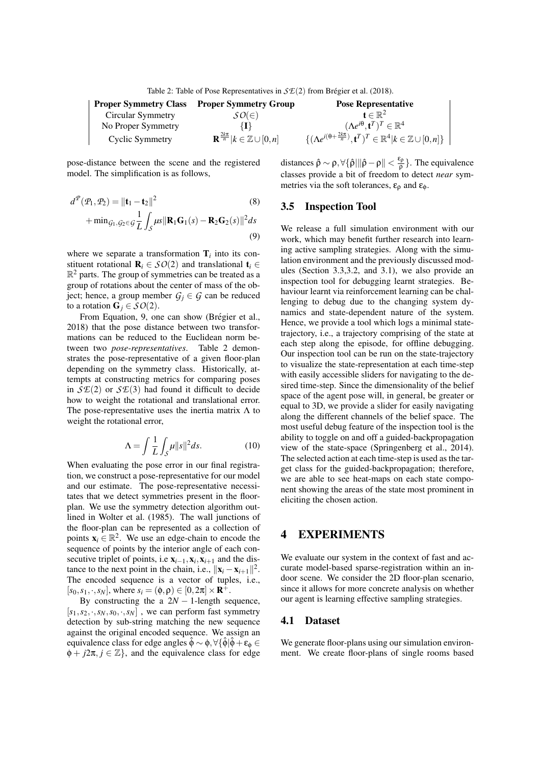Table 2: Table of Pose Representatives in $\mathcal{SE}(2)$ from Brégier et al. (2018).

| Proper Symmetry Class | Proper Symmetry Group | Pose Representative |
|---|---|---|
| Circular Symmetry | $\mathcal{SO}(\in)$ | $\mathbf{t} \in \mathbb{R}^2$ |
| No Proper Symmetry | $\{\mathbf{I}\}$ | $(\Lambda e^{i\theta}, \mathbf{t}^T)^T \in \mathbb{R}^4$ |
| Cyclic Symmetry | $\mathbf{R}^{\frac{2k\pi}{n}} \mid k \in \mathbb{Z} \cup [0,n]$ | $\{(\Lambda e^{i(\theta + \frac{2k\pi}{n})}, \mathbf{t}^T)^T \in \mathbb{R}^4 \mid k \in \mathbb{Z} \cup [0,n]\}$ |

pose-distance between the scene and the registered model. The simplification is as follows,

$$d^{\mathcal{P}}(\mathcal{P}_1, \mathcal{P}_2) = \|\mathbf{t}_1 - \mathbf{t}_2\|^2 \tag{8}$$

$$+ \min_{\mathcal{G}_1, \mathcal{G}_2 \in \mathcal{G}} \frac{1}{L} \int_{\mathcal{S}} \mu s \|\mathbf{R}_1 \mathbf{G}_1(s) - \mathbf{R}_2 \mathbf{G}_2(s)\|^2 ds \tag{9}$$

where we separate a transformation $\mathbf{T}_i$ into its constituent rotational $\mathbf{R}_i \in \mathcal{SO}(2)$ and translational $\mathbf{t}_i \in \mathbb{R}^2$ parts. The group of symmetries can be treated as a group of rotations about the center of mass of the object; hence, a group member $\mathcal{G}_j \in \mathcal{G}$ can be reduced to a rotation $\mathbf{G}_j \in \mathcal{SO}(2)$.

From Equation, 9, one can show (Brégier et al., 2018) that the pose distance between two transformations can be reduced to the Euclidean norm between two *pose-representatives*. Table 2 demonstrates the pose-representative of a given floor-plan depending on the symmetry class. Historically, attempts at constructing metrics for comparing poses in $\mathcal{SE}(2)$ or $\mathcal{SE}(3)$ had found it difficult to decide how to weight the rotational and translational error. The pose-representative uses the inertia matrix $\Lambda$ to weight the rotational error,

$$\Lambda = \int \frac{1}{L} \int_{\mathcal{S}} \mu \|s\|^2 ds. \tag{10}$$

When evaluating the pose error in our final registration, we construct a pose-representative for our model and our estimate. The pose-representative necessitates that we detect symmetries present in the floor-plan. We use the symmetry detection algorithm outlined in Wolter et al. (1985). The wall junctions of the floor-plan can be represented as a collection of points $\mathbf{x}_i \in \mathbb{R}^2$. We use an edge-chain to encode the sequence of points by the interior angle of each consecutive triplet of points, i.e $\mathbf{x}_{i-1}, \mathbf{x}_i, \mathbf{x}_{i+1}$ and the distance to the next point in the chain, i.e., $\|\mathbf{x}_i - \mathbf{x}_{i+1}\|^2$. The encoded sequence is a vector of tuples, i.e., $[s_0, s_1, \cdot, s_N]$, where $s_i = (\phi, \rho) \in [0, 2\pi] \times \mathbf{R}^+$.

By constructing the a $2N-1$-length sequence, $[s_1, s_2, \cdot, s_N, s_0, \cdot, s_N]$ , we can perform fast symmetry detection by sub-string matching the new sequence against the original encoded sequence. We assign an equivalence class for edge angles $\hat{\phi} \sim \phi, \forall \{\hat{\phi} | \hat{\phi} + \varepsilon_\phi \in \phi + j2\pi, j \in \mathbb{Z}\}$, and the equivalence class for edge distances $\hat{\rho} \sim \rho, \forall \{\hat{\rho} | \|\hat{\rho} - \rho\| < \frac{\varepsilon_\rho}{\rho}\}$. The equivalence classes provide a bit of freedom to detect *near* symmetries via the soft tolerances, $\varepsilon_\rho$ and $\varepsilon_\phi$.

### 3.5 Inspection Tool

We release a full simulation environment with our work, which may benefit further research into learning active sampling strategies. Along with the simulation environment and the previously discussed modules (Section 3.3,3.2, and 3.1), we also provide an inspection tool for debugging learnt strategies. Behaviour learnt via reinforcement learning can be challenging to debug due to the changing system dynamics and state-dependent nature of the system. Hence, we provide a tool which logs a minimal state-trajectory, i.e., a trajectory comprising of the state at each step along the episode, for offline debugging. Our inspection tool can be run on the state-trajectory to visualize the state-representation at each time-step with easily accessible sliders for navigating to the desired time-step. Since the dimensionality of the belief space of the agent pose will, in general, be greater or equal to 3D, we provide a slider for easily navigating along the different channels of the belief space. The most useful debug feature of the inspection tool is the ability to toggle on and off a guided-backpropagation view of the state-space (Springenberg et al., 2014). The selected action at each time-step is used as the target class for the guided-backpropagation; therefore, we are able to see heat-maps on each state component showing the areas of the state most prominent in eliciting the chosen action.

## 4 EXPERIMENTS

We evaluate our system in the context of fast and accurate model-based sparse-registration within an indoor scene. We consider the 2D floor-plan scenario, since it allows for more concrete analysis on whether our agent is learning effective sampling strategies.

### 4.1 Dataset

We generate floor-plans using our simulation environment. We create floor-plans of single rooms based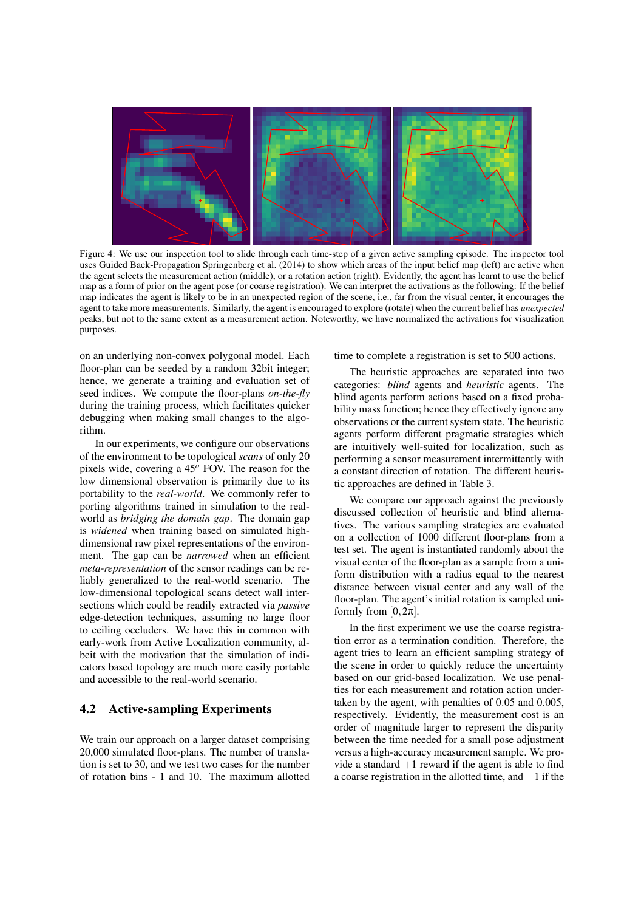Figure 4: We use our inspection tool to slide through each time-step of a given active sampling episode. The inspector tool uses Guided Back-Propagation Springenberg et al. (2014) to show which areas of the input belief map (left) are active when the agent selects the measurement action (middle), or a rotation action (right). Evidently, the agent has learnt to use the belief map as a form of prior on the agent pose (or coarse registration). We can interpret the activations as the following: If the belief map indicates the agent is likely to be in an unexpected region of the scene, i.e., far from the visual center, it encourages the agent to take more measurements. Similarly, the agent is encouraged to explore (rotate) when the current belief has *unexpected* peaks, but not to the same extent as a measurement action. Noteworthy, we have normalized the activations for visualization purposes.

on an underlying non-convex polygonal model. Each floor-plan can be seeded by a random 32bit integer; hence, we generate a training and evaluation set of seed indices. We compute the floor-plans *on-the-fly* during the training process, which facilitates quicker debugging when making small changes to the algorithm.

In our experiments, we configure our observations of the environment to be topological *scans* of only 20 pixels wide, covering a $45^o$ FOV. The reason for the low dimensional observation is primarily due to its portability to the *real-world*. We commonly refer to porting algorithms trained in simulation to the real-world as *bridging the domain gap*. The domain gap is *widened* when training based on simulated high-dimensional raw pixel representations of the environment. The gap can be *narrowed* when an efficient *meta-representation* of the sensor readings can be reliably generalized to the real-world scenario. The low-dimensional topological scans detect wall intersections which could be readily extracted via *passive* edge-detection techniques, assuming no large floor to ceiling occluders. We have this in common with early-work from Active Localization community, albeit with the motivation that the simulation of indicators based topology are much more easily portable and accessible to the real-world scenario.

### 4.2 Active-sampling Experiments

We train our approach on a larger dataset comprising 20,000 simulated floor-plans. The number of translation is set to 30, and we test two cases for the number of rotation bins - 1 and 10. The maximum allotted time to complete a registration is set to 500 actions.

The heuristic approaches are separated into two categories: *blind* agents and *heuristic* agents. The blind agents perform actions based on a fixed probability mass function; hence they effectively ignore any observations or the current system state. The heuristic agents perform different pragmatic strategies which are intuitively well-suited for localization, such as performing a sensor measurement intermittently with a constant direction of rotation. The different heuristic approaches are defined in Table 3.

We compare our approach against the previously discussed collection of heuristic and blind alternatives. The various sampling strategies are evaluated on a collection of 1000 different floor-plans from a test set. The agent is instantiated randomly about the visual center of the floor-plan as a sample from a uniform distribution with a radius equal to the nearest distance between visual center and any wall of the floor-plan. The agent's initial rotation is sampled uniformly from $[0, 2\pi]$.

In the first experiment we use the coarse registration error as a termination condition. Therefore, the agent tries to learn an efficient sampling strategy of the scene in order to quickly reduce the uncertainty based on our grid-based localization. We use penalties for each measurement and rotation action undertaken by the agent, with penalties of 0.05 and 0.005, respectively. Evidently, the measurement cost is an order of magnitude larger to represent the disparity between the time needed for a small pose adjustment versus a high-accuracy measurement sample. We provide a standard $+1$ reward if the agent is able to find a coarse registration in the allotted time, and $-1$ if the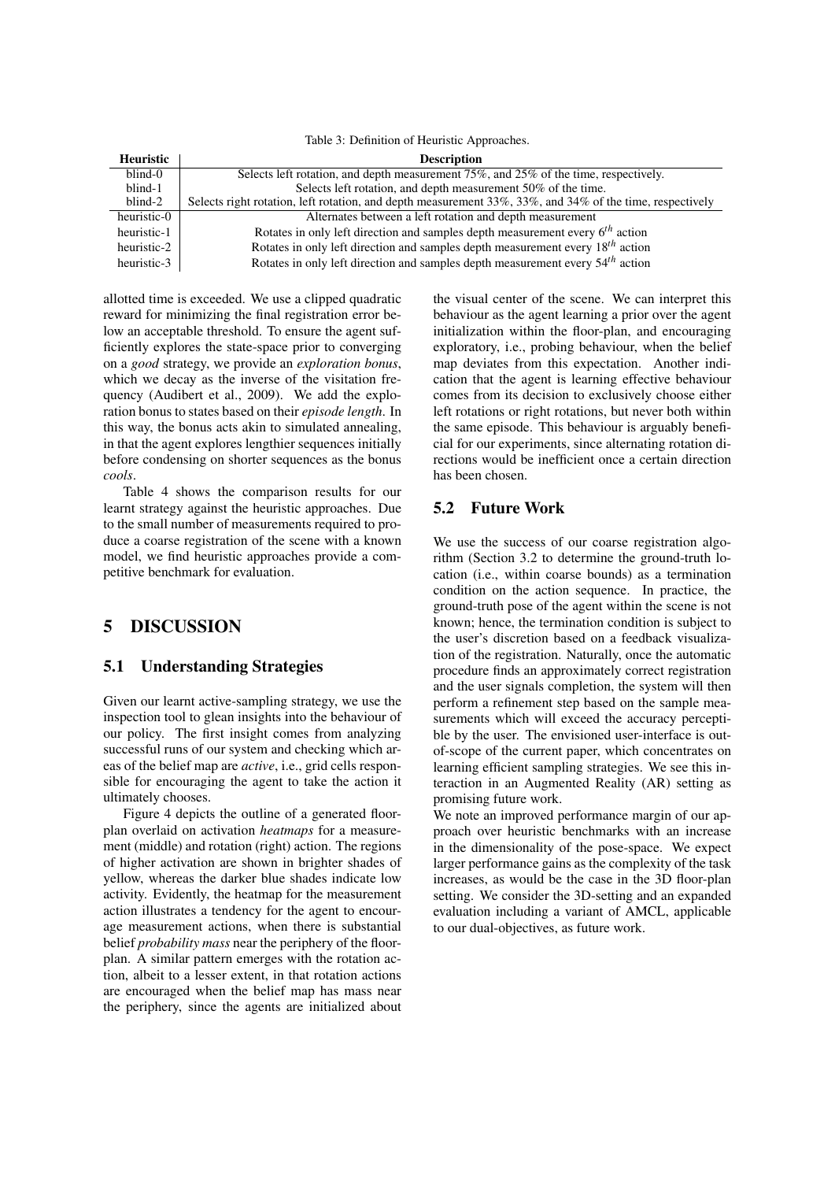Table 3: Definition of Heuristic Approaches.

| Heuristic | Description |
|---|---|
| blind-0 | Selects left rotation, and depth measurement 75%, and 25% of the time, respectively. |
| blind-1 | Selects left rotation, and depth measurement 50% of the time. |
| blind-2 | Selects right rotation, left rotation, and depth measurement 33%, 33%, and 34% of the time, respectively |
| heuristic-0 | Alternates between a left rotation and depth measurement |
| heuristic-1 | Rotates in only left direction and samples depth measurement every $6^{th}$ action |
| heuristic-2 | Rotates in only left direction and samples depth measurement every $18^{th}$ action |
| heuristic-3 | Rotates in only left direction and samples depth measurement every $54^{th}$ action |

allotted time is exceeded. We use a clipped quadratic reward for minimizing the final registration error below an acceptable threshold. To ensure the agent sufficiently explores the state-space prior to converging on a *good* strategy, we provide an *exploration bonus*, which we decay as the inverse of the visitation frequency (Audibert et al., 2009). We add the exploration bonus to states based on their *episode length*. In this way, the bonus acts akin to simulated annealing, in that the agent explores lengthier sequences initially before condensing on shorter sequences as the bonus *cools*.

Table 4 shows the comparison results for our learnt strategy against the heuristic approaches. Due to the small number of measurements required to produce a coarse registration of the scene with a known model, we find heuristic approaches provide a competitive benchmark for evaluation.

## 5 DISCUSSION

### 5.1 Understanding Strategies

Given our learnt active-sampling strategy, we use the inspection tool to glean insights into the behaviour of our policy. The first insight comes from analyzing successful runs of our system and checking which areas of the belief map are *active*, i.e., grid cells responsible for encouraging the agent to take the action it ultimately chooses.

Figure 4 depicts the outline of a generated floorplan overlaid on activation *heatmaps* for a measurement (middle) and rotation (right) action. The regions of higher activation are shown in brighter shades of yellow, whereas the darker blue shades indicate low activity. Evidently, the heatmap for the measurement action illustrates a tendency for the agent to encourage measurement actions, when there is substantial belief *probability mass* near the periphery of the floorplan. A similar pattern emerges with the rotation action, albeit to a lesser extent, in that rotation actions are encouraged when the belief map has mass near the periphery, since the agents are initialized about the visual center of the scene. We can interpret this behaviour as the agent learning a prior over the agent initialization within the floor-plan, and encouraging exploratory, i.e., probing behaviour, when the belief map deviates from this expectation. Another indication that the agent is learning effective behaviour comes from its decision to exclusively choose either left rotations or right rotations, but never both within the same episode. This behaviour is arguably beneficial for our experiments, since alternating rotation directions would be inefficient once a certain direction has been chosen.

### 5.2 Future Work

We use the success of our coarse registration algorithm (Section 3.2 to determine the ground-truth location (i.e., within coarse bounds) as a termination condition on the action sequence. In practice, the ground-truth pose of the agent within the scene is not known; hence, the termination condition is subject to the user's discretion based on a feedback visualization of the registration. Naturally, once the automatic procedure finds an approximately correct registration and the user signals completion, the system will then perform a refinement step based on the sample measurements which will exceed the accuracy perceptible by the user. The envisioned user-interface is out-of-scope of the current paper, which concentrates on learning efficient sampling strategies. We see this interaction in an Augmented Reality (AR) setting as promising future work.

We note an improved performance margin of our approach over heuristic benchmarks with an increase in the dimensionality of the pose-space. We expect larger performance gains as the complexity of the task increases, as would be the case in the 3D floor-plan setting. We consider the 3D-setting and an expanded evaluation including a variant of AMCL, applicable to our dual-objectives, as future work.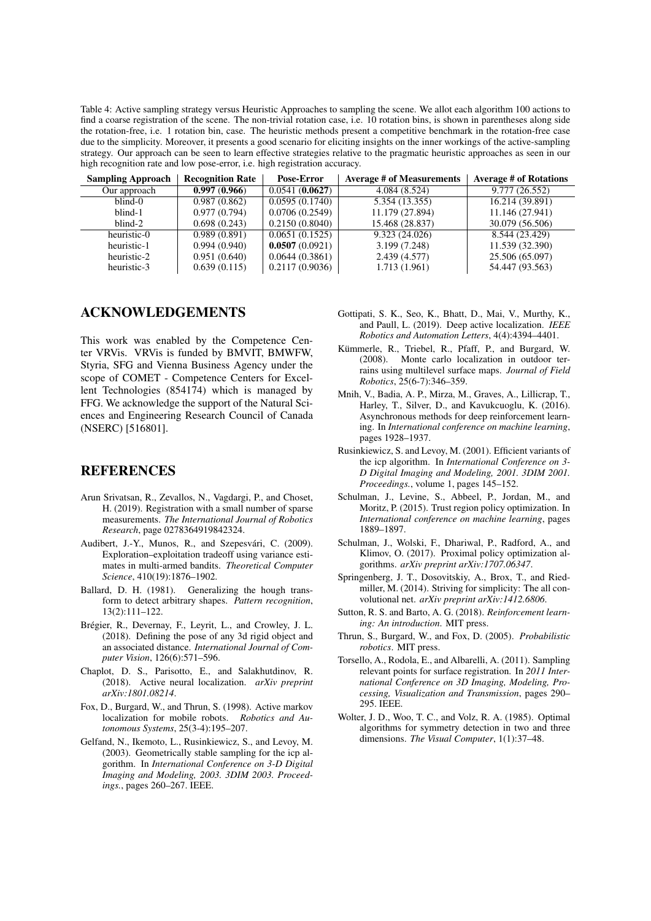Table 4: Active sampling strategy versus Heuristic Approaches to sampling the scene. We allot each algorithm 100 actions to find a coarse registration of the scene. The non-trivial rotation case, i.e. 10 rotation bins, is shown in parentheses along side the rotation-free, i.e. 1 rotation bin, case. The heuristic methods present a competitive benchmark in the rotation-free case due to the simplicity. Moreover, it presents a good scenario for eliciting insights on the inner workings of the active-sampling strategy. Our approach can be seen to learn effective strategies relative to the pragmatic heuristic approaches as seen in our high recognition rate and low pose-error, i.e. high registration accuracy.

| Sampling Approach | Recognition Rate | Pose-Error | Average # of Measurements | Average # of Rotations |
|---|---|---|---|---|
| Our approach | **0.997** (**0.966**) | 0.0541 (**0.0627**) | 4.084 (8.524) | 9.777 (26.552) |
| blind-0 | 0.987 (0.862) | 0.0595 (0.1740) | 5.354 (13.355) | 16.214 (39.891) |
| blind-1 | 0.977 (0.794) | 0.0706 (0.2549) | 11.179 (27.894) | 11.146 (27.941) |
| blind-2 | 0.698 (0.243) | 0.2150 (0.8040) | 15.468 (28.837) | 30.079 (56.506) |
| heuristic-0 | 0.989 (0.891) | 0.0651 (0.1525) | 9.323 (24.026) | 8.544 (23.429) |
| heuristic-1 | 0.994 (0.940) | **0.0507** (0.0921) | 3.199 (7.248) | 11.539 (32.390) |
| heuristic-2 | 0.951 (0.640) | 0.0644 (0.3861) | 2.439 (4.577) | 25.506 (65.097) |
| heuristic-3 | 0.639 (0.115) | 0.2117 (0.9036) | 1.713 (1.961) | 54.447 (93.563) |

## ACKNOWLEDGEMENTS

This work was enabled by the Competence Center VRVis. VRVis is funded by BMVIT, BMWFW, Styria, SFG and Vienna Business Agency under the scope of COMET - Competence Centers for Excellent Technologies (854174) which is managed by FFG. We acknowledge the support of the Natural Sciences and Engineering Research Council of Canada (NSERC) [516801].

## REFERENCES

Arun Srivatsan, R., Zevallos, N., Vagdargi, P., and Choset, H. (2019). Registration with a small number of sparse measurements. *The International Journal of Robotics Research*, page 0278364919842324.

Audibert, J.-Y., Munos, R., and Szepesvári, C. (2009). Exploration–exploitation tradeoff using variance estimates in multi-armed bandits. *Theoretical Computer Science*, 410(19):1876–1902.

Ballard, D. H. (1981). Generalizing the hough transform to detect arbitrary shapes. *Pattern recognition*, 13(2):111–122.

Brégier, R., Devernay, F., Leyrit, L., and Crowley, J. L. (2018). Defining the pose of any 3d rigid object and an associated distance. *International Journal of Computer Vision*, 126(6):571–596.

Chaplot, D. S., Parisotto, E., and Salakhutdinov, R. (2018). Active neural localization. *arXiv preprint arXiv:1801.08214*.

Fox, D., Burgard, W., and Thrun, S. (1998). Active markov localization for mobile robots. *Robotics and Autonomous Systems*, 25(3-4):195–207.

Gelfand, N., Ikemoto, L., Rusinkiewicz, S., and Levoy, M. (2003). Geometrically stable sampling for the icp algorithm. In *International Conference on 3-D Digital Imaging and Modeling, 2003. 3DIM 2003. Proceedings.*, pages 260–267. IEEE.

Gottipati, S. K., Seo, K., Bhatt, D., Mai, V., Murthy, K., and Paull, L. (2019). Deep active localization. *IEEE Robotics and Automation Letters*, 4(4):4394–4401.

Kümmerle, R., Triebel, R., Pfaff, P., and Burgard, W. (2008). Monte carlo localization in outdoor terrains using multilevel surface maps. *Journal of Field Robotics*, 25(6-7):346–359.

Mnih, V., Badia, A. P., Mirza, M., Graves, A., Lillicrap, T., Harley, T., Silver, D., and Kavukcuoglu, K. (2016). Asynchronous methods for deep reinforcement learning. In *International conference on machine learning*, pages 1928–1937.

Rusinkiewicz, S. and Levoy, M. (2001). Efficient variants of the icp algorithm. In *International Conference on 3-D Digital Imaging and Modeling, 2001. 3DIM 2001. Proceedings.*, volume 1, pages 145–152.

Schulman, J., Levine, S., Abbeel, P., Jordan, M., and Moritz, P. (2015). Trust region policy optimization. In *International conference on machine learning*, pages 1889–1897.

Schulman, J., Wolski, F., Dhariwal, P., Radford, A., and Klimov, O. (2017). Proximal policy optimization algorithms. *arXiv preprint arXiv:1707.06347*.

Springenberg, J. T., Dosovitskiy, A., Brox, T., and Riedmiller, M. (2014). Striving for simplicity: The all convolutional net. *arXiv preprint arXiv:1412.6806*.

Sutton, R. S. and Barto, A. G. (2018). *Reinforcement learning: An introduction*. MIT press.

Thrun, S., Burgard, W., and Fox, D. (2005). *Probabilistic robotics*. MIT press.

Torsello, A., Rodola, E., and Albarelli, A. (2011). Sampling relevant points for surface registration. In *2011 International Conference on 3D Imaging, Modeling, Processing, Visualization and Transmission*, pages 290–295. IEEE.

Wolter, J. D., Woo, T. C., and Volz, R. A. (1985). Optimal algorithms for symmetry detection in two and three dimensions. *The Visual Computer*, 1(1):37–48.